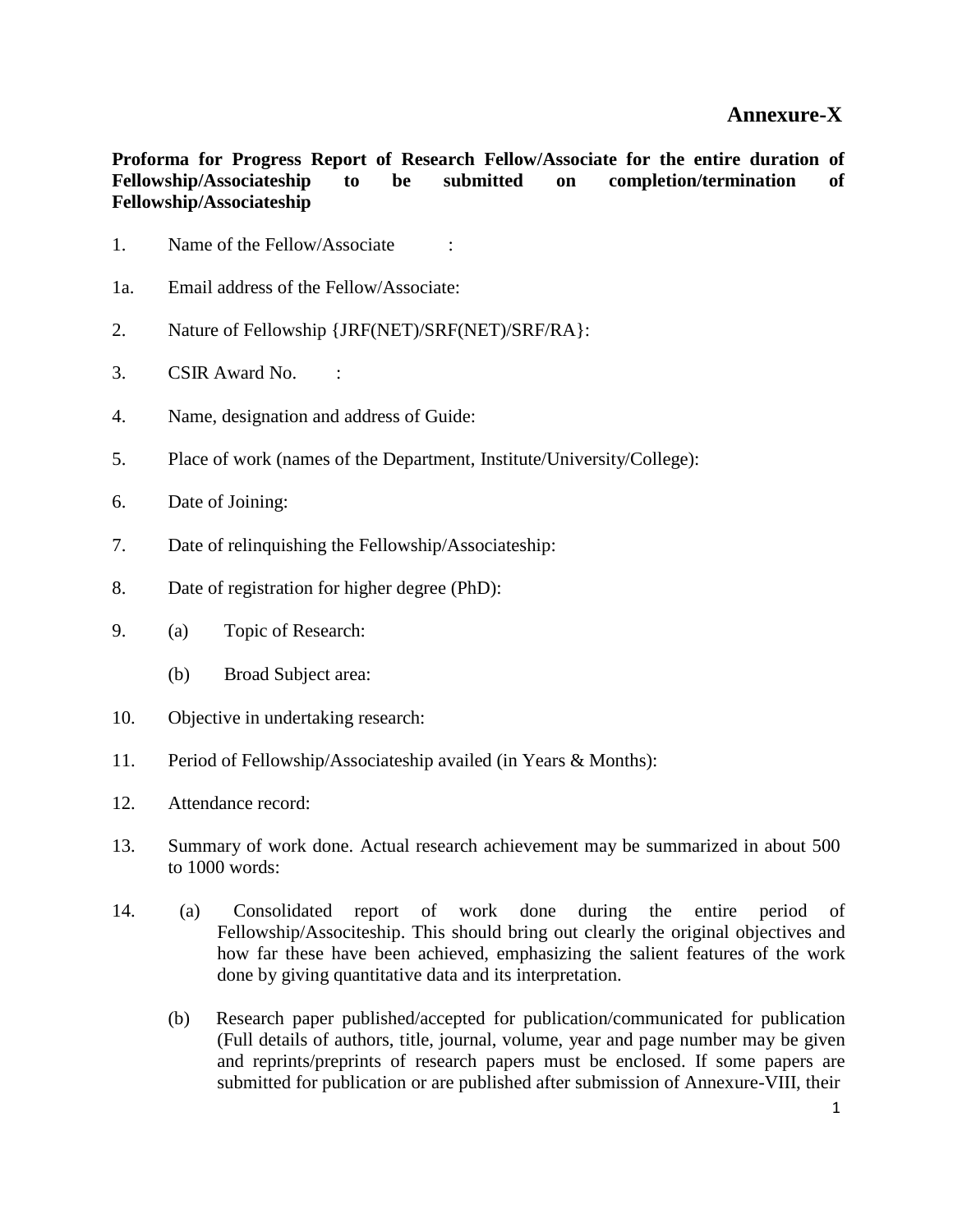**Annexure-X**

**Proforma for Progress Report of Research Fellow/Associate for the entire duration of Fellowship/Associateship to be submitted on completion/termination of Fellowship/Associateship**

1. Name of the Fellow/Associate :

1a. Email address of the Fellow/Associate:

2. Nature of Fellowship {JRF(NET)/SRF(NET)/SRF/RA}:

3. CSIR Award No. :

4. Name, designation and address of Guide:

5. Place of work (names of the Department, Institute/University/College):

6. Date of Joining:

7. Date of relinquishing the Fellowship/Associateship:

8. Date of registration for higher degree (PhD):

9. (a) Topic of Research:

   (b) Broad Subject area:

10. Objective in undertaking research:

11. Period of Fellowship/Associateship availed (in Years & Months):

12. Attendance record:

13. Summary of work done. Actual research achievement may be summarized in about 500 to 1000 words:

14. (a) Consolidated report of work done during the entire period of Fellowship/Associteship. This should bring out clearly the original objectives and how far these have been achieved, emphasizing the salient features of the work done by giving quantitative data and its interpretation.

    (b) Research paper published/accepted for publication/communicated for publication (Full details of authors, title, journal, volume, year and page number may be given and reprints/preprints of research papers must be enclosed. If some papers are submitted for publication or are published after submission of Annexure-VIII, their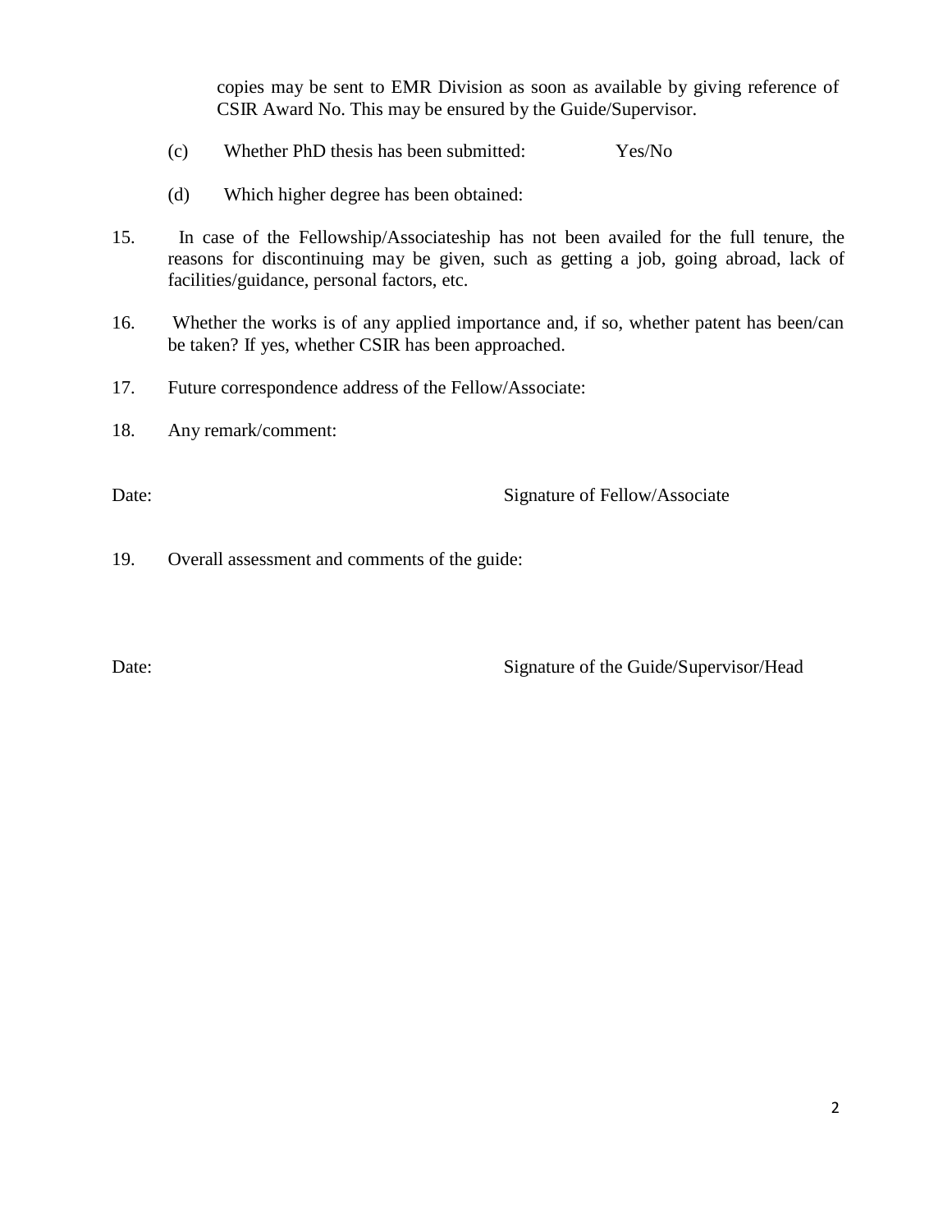copies may be sent to EMR Division as soon as available by giving reference of CSIR Award No. This may be ensured by the Guide/Supervisor.

(c) Whether PhD thesis has been submitted: Yes/No

(d) Which higher degree has been obtained:

15. In case of the Fellowship/Associateship has not been availed for the full tenure, the reasons for discontinuing may be given, such as getting a job, going abroad, lack of facilities/guidance, personal factors, etc.

16. Whether the works is of any applied importance and, if so, whether patent has been/can be taken? If yes, whether CSIR has been approached.

17. Future correspondence address of the Fellow/Associate:

18. Any remark/comment:

Date: Signature of Fellow/Associate

19. Overall assessment and comments of the guide:

Date: Signature of the Guide/Supervisor/Head